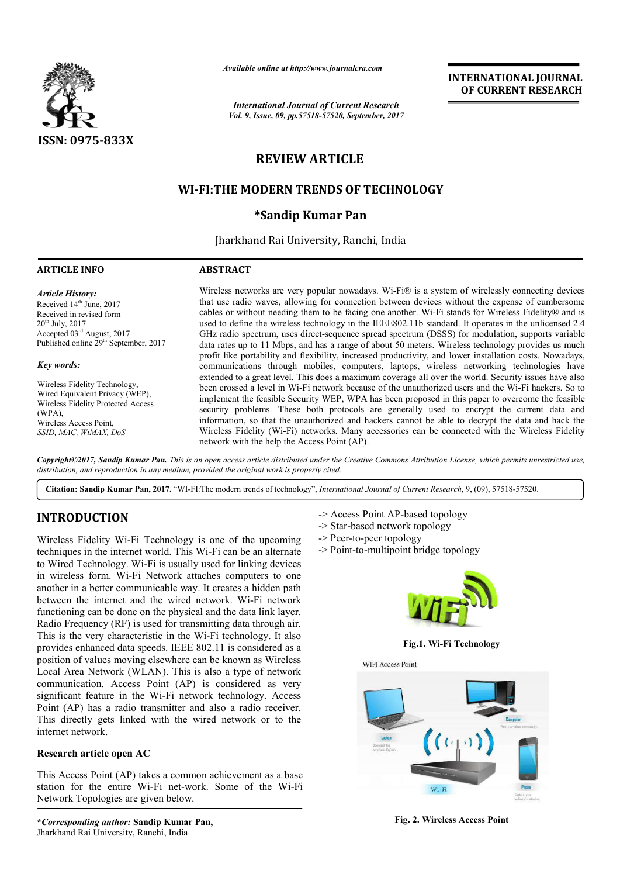ISSN: 0975-833X

*Available online at http://www.journalcra.com*

*International Journal of Current Research*
*Vol. 9, Issue, 09, pp.57518-57520, September, 2017*

**INTERNATIONAL JOURNAL OF CURRENT RESEARCH**

## REVIEW ARTICLE

# WI-FI:THE MODERN TRENDS OF TECHNOLOGY

### *Sandip Kumar Pan

Jharkhand Rai University, Ranchi, India

**ARTICLE INFO**

***Article History:***
Received 14th June, 2017
Received in revised form
20th July, 2017
Accepted 03rd August, 2017
Published online 29th September, 2017

***Key words:***

Wireless Fidelity Technology,
Wired Equivalent Privacy (WEP),
Wireless Fidelity Protected Access (WPA),
Wireless Access Point,
*SSID, MAC, WiMAX, DoS*

**ABSTRACT**

Wireless networks are very popular nowadays. Wi-Fi® is a system of wirelessly connecting devices that use radio waves, allowing for connection between devices without the expense of cumbersome cables or without needing them to be facing one another. Wi-Fi stands for Wireless Fidelity® and is used to define the wireless technology in the IEEE802.11b standard. It operates in the unlicensed 2.4 GHz radio spectrum, uses direct-sequence spread spectrum (DSSS) for modulation, supports variable data rates up to 11 Mbps, and has a range of about 50 meters. Wireless technology provides us much profit like portability and flexibility, increased productivity, and lower installation costs. Nowadays, communications through mobiles, computers, laptops, wireless networking technologies have extended to a great level. This does a maximum coverage all over the world. Security issues have also been crossed a level in Wi-Fi network because of the unauthorized users and the Wi-Fi hackers. So to implement the feasible Security WEP, WPA has been proposed in this paper to overcome the feasible security problems. These both protocols are generally used to encrypt the current data and information, so that the unauthorized and hackers cannot be able to decrypt the data and hack the Wireless Fidelity (Wi-Fi) networks. Many accessories can be connected with the Wireless Fidelity network with the help the Access Point (AP).

***Copyright©2017, Sandip Kumar Pan.*** *This is an open access article distributed under the Creative Commons Attribution License, which permits unrestricted use, distribution, and reproduction in any medium, provided the original work is properly cited.*

**Citation: Sandip Kumar Pan, 2017.** "WI-FI:The modern trends of technology", *International Journal of Current Research*, 9, (09), 57518-57520.

## INTRODUCTION

Wireless Fidelity Wi-Fi Technology is one of the upcoming techniques in the internet world. This Wi-Fi can be an alternate to Wired Technology. Wi-Fi is usually used for linking devices in wireless form. Wi-Fi Network attaches computers to one another in a better communicable way. It creates a hidden path between the internet and the wired network. Wi-Fi network functioning can be done on the physical and the data link layer. Radio Frequency (RF) is used for transmitting data through air. This is the very characteristic in the Wi-Fi technology. It also provides enhanced data speeds. IEEE 802.11 is considered as a position of values moving elsewhere can be known as Wireless Local Area Network (WLAN). This is also a type of network communication. Access Point (AP) is considered as very significant feature in the Wi-Fi network technology. Access Point (AP) has a radio transmitter and also a radio receiver. This directly gets linked with the wired network or to the internet network.

### Research article open AC

This Access Point (AP) takes a common achievement as a base station for the entire Wi-Fi net-work. Some of the Wi-Fi Network Topologies are given below.

-> Access Point AP-based topology
-> Star-based network topology
-> Peer-to-peer topology
-> Point-to-multipoint bridge topology

**Fig.1. Wi-Fi Technology**

**Fig. 2. Wireless Access Point**

***Corresponding author:*** **Sandip Kumar Pan,**
Jharkhand Rai University, Ranchi, India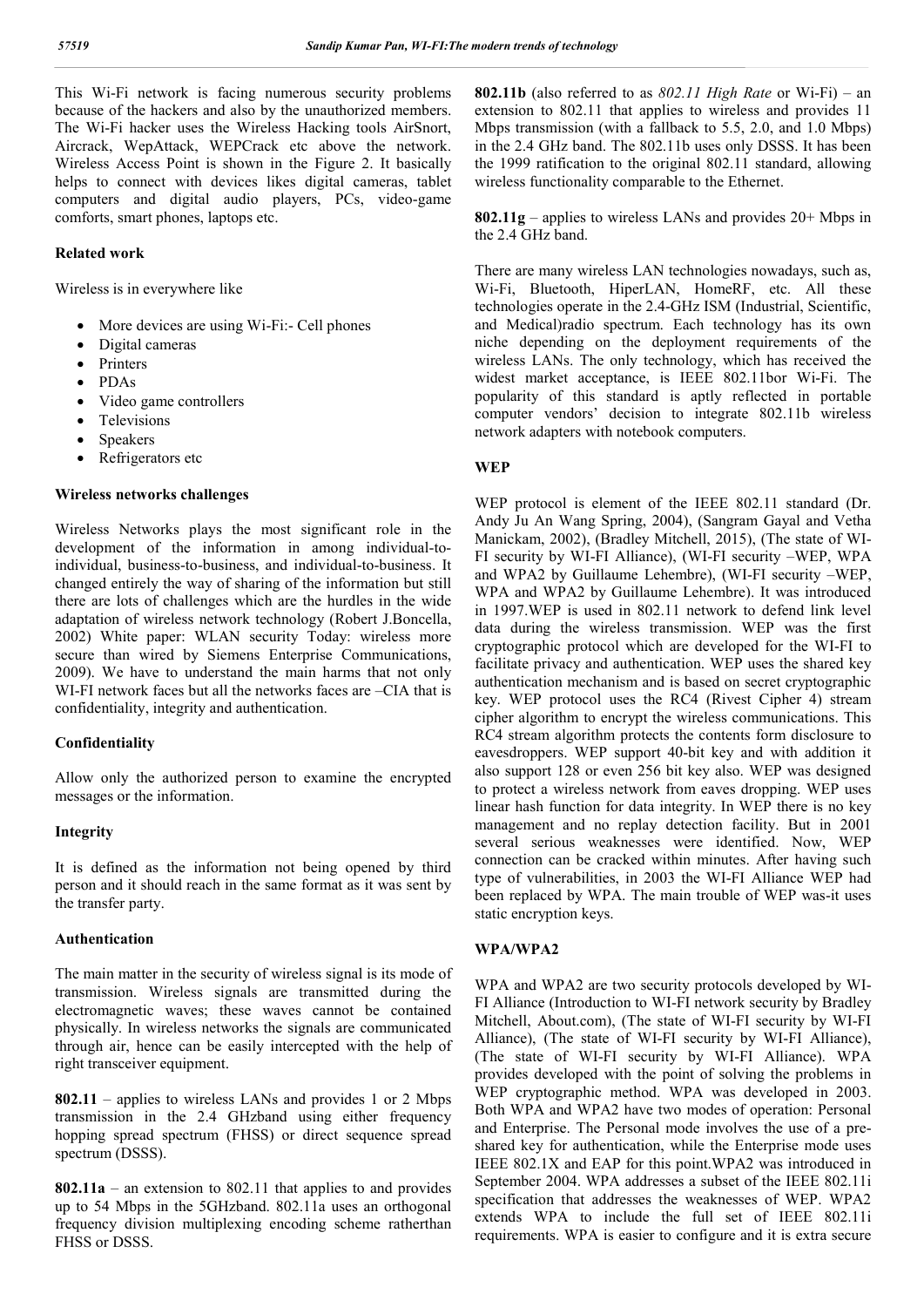This Wi-Fi network is facing numerous security problems because of the hackers and also by the unauthorized members. The Wi-Fi hacker uses the Wireless Hacking tools AirSnort, Aircrack, WepAttack, WEPCrack etc above the network. Wireless Access Point is shown in the Figure 2. It basically helps to connect with devices likes digital cameras, tablet computers and digital audio players, PCs, video-game comforts, smart phones, laptops etc.

### Related work

Wireless is in everywhere like

- More devices are using Wi-Fi:- Cell phones
- Digital cameras
- Printers
- PDAs
- Video game controllers
- Televisions
- Speakers
- Refrigerators etc

### Wireless networks challenges

Wireless Networks plays the most significant role in the development of the information in among individual-to-individual, business-to-business, and individual-to-business. It changed entirely the way of sharing of the information but still there are lots of challenges which are the hurdles in the wide adaptation of wireless network technology (Robert J.Boncella, 2002) White paper: WLAN security Today: wireless more secure than wired by Siemens Enterprise Communications, 2009). We have to understand the main harms that not only WI-FI network faces but all the networks faces are –CIA that is confidentiality, integrity and authentication.

### Confidentiality

Allow only the authorized person to examine the encrypted messages or the information.

### Integrity

It is defined as the information not being opened by third person and it should reach in the same format as it was sent by the transfer party.

### Authentication

The main matter in the security of wireless signal is its mode of transmission. Wireless signals are transmitted during the electromagnetic waves; these waves cannot be contained physically. In wireless networks the signals are communicated through air, hence can be easily intercepted with the help of right transceiver equipment.

**802.11** – applies to wireless LANs and provides 1 or 2 Mbps transmission in the 2.4 GHzband using either frequency hopping spread spectrum (FHSS) or direct sequence spread spectrum (DSSS).

**802.11a** – an extension to 802.11 that applies to and provides up to 54 Mbps in the 5GHzband. 802.11a uses an orthogonal frequency division multiplexing encoding scheme ratherthan FHSS or DSSS.

**802.11b** (also referred to as *802.11 High Rate* or Wi-Fi) – an extension to 802.11 that applies to wireless and provides 11 Mbps transmission (with a fallback to 5.5, 2.0, and 1.0 Mbps) in the 2.4 GHz band. The 802.11b uses only DSSS. It has been the 1999 ratification to the original 802.11 standard, allowing wireless functionality comparable to the Ethernet.

**802.11g** – applies to wireless LANs and provides 20+ Mbps in the 2.4 GHz band.

There are many wireless LAN technologies nowadays, such as, Wi-Fi, Bluetooth, HiperLAN, HomeRF, etc. All these technologies operate in the 2.4-GHz ISM (Industrial, Scientific, and Medical)radio spectrum. Each technology has its own niche depending on the deployment requirements of the wireless LANs. The only technology, which has received the widest market acceptance, is IEEE 802.11bor Wi-Fi. The popularity of this standard is aptly reflected in portable computer vendors' decision to integrate 802.11b wireless network adapters with notebook computers.

### WEP

WEP protocol is element of the IEEE 802.11 standard (Dr. Andy Ju An Wang Spring, 2004), (Sangram Gayal and Vetha Manickam, 2002), (Bradley Mitchell, 2015), (The state of WI-FI security by WI-FI Alliance), (WI-FI security –WEP, WPA and WPA2 by Guillaume Lehembre), (WI-FI security –WEP, WPA and WPA2 by Guillaume Lehembre). It was introduced in 1997.WEP is used in 802.11 network to defend link level data during the wireless transmission. WEP was the first cryptographic protocol which are developed for the WI-FI to facilitate privacy and authentication. WEP uses the shared key authentication mechanism and is based on secret cryptographic key. WEP protocol uses the RC4 (Rivest Cipher 4) stream cipher algorithm to encrypt the wireless communications. This RC4 stream algorithm protects the contents form disclosure to eavesdroppers. WEP support 40-bit key and with addition it also support 128 or even 256 bit key also. WEP was designed to protect a wireless network from eaves dropping. WEP uses linear hash function for data integrity. In WEP there is no key management and no replay detection facility. But in 2001 several serious weaknesses were identified. Now, WEP connection can be cracked within minutes. After having such type of vulnerabilities, in 2003 the WI-FI Alliance WEP had been replaced by WPA. The main trouble of WEP was-it uses static encryption keys.

### WPA/WPA2

WPA and WPA2 are two security protocols developed by WI-FI Alliance (Introduction to WI-FI network security by Bradley Mitchell, About.com), (The state of WI-FI security by WI-FI Alliance), (The state of WI-FI security by WI-FI Alliance), (The state of WI-FI security by WI-FI Alliance). WPA provides developed with the point of solving the problems in WEP cryptographic method. WPA was developed in 2003. Both WPA and WPA2 have two modes of operation: Personal and Enterprise. The Personal mode involves the use of a pre-shared key for authentication, while the Enterprise mode uses IEEE 802.1X and EAP for this point.WPA2 was introduced in September 2004. WPA addresses a subset of the IEEE 802.11i specification that addresses the weaknesses of WEP. WPA2 extends WPA to include the full set of IEEE 802.11i requirements. WPA is easier to configure and it is extra secure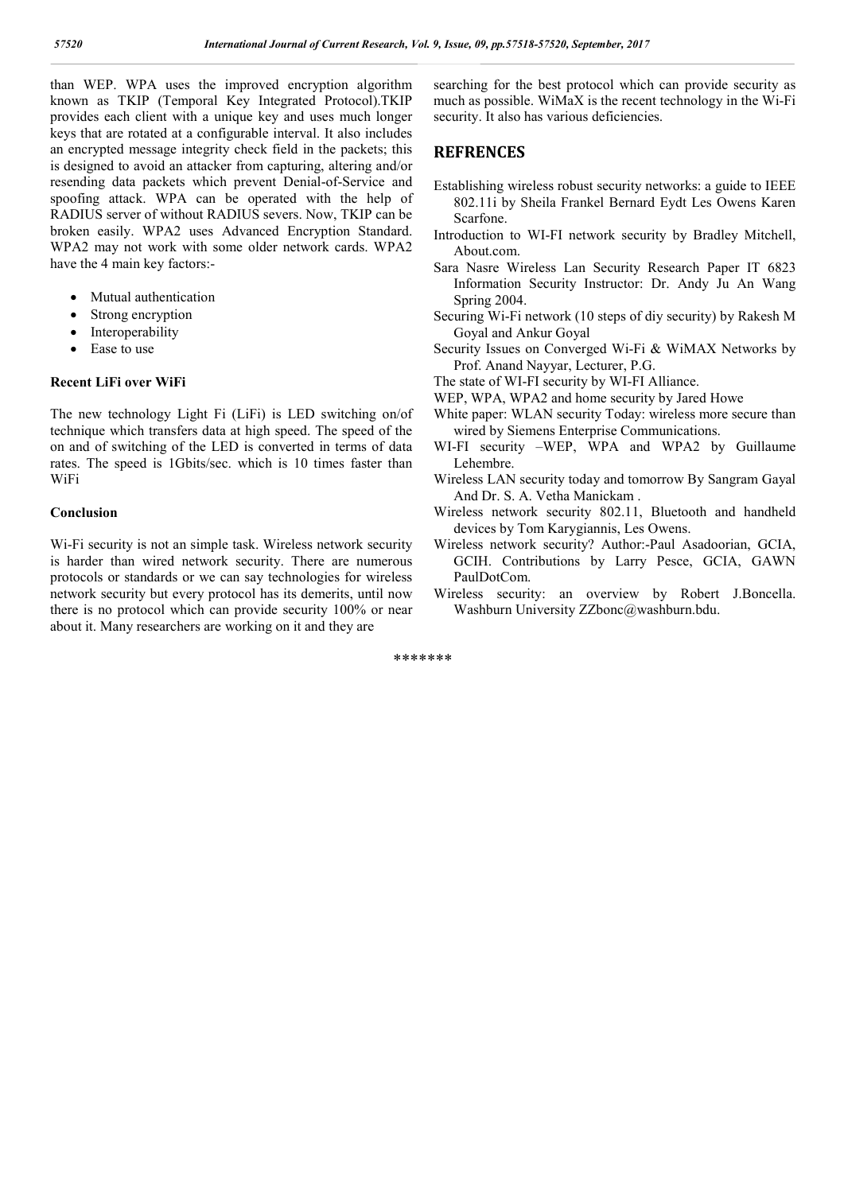than WEP. WPA uses the improved encryption algorithm known as TKIP (Temporal Key Integrated Protocol).TKIP provides each client with a unique key and uses much longer keys that are rotated at a configurable interval. It also includes an encrypted message integrity check field in the packets; this is designed to avoid an attacker from capturing, altering and/or resending data packets which prevent Denial-of-Service and spoofing attack. WPA can be operated with the help of RADIUS server of without RADIUS severs. Now, TKIP can be broken easily. WPA2 uses Advanced Encryption Standard. WPA2 may not work with some older network cards. WPA2 have the 4 main key factors:-

- Mutual authentication
- Strong encryption
- Interoperability
- Ease to use

### Recent LiFi over WiFi

The new technology Light Fi (LiFi) is LED switching on/of technique which transfers data at high speed. The speed of the on and of switching of the LED is converted in terms of data rates. The speed is 1Gbits/sec. which is 10 times faster than WiFi

### Conclusion

Wi-Fi security is not an simple task. Wireless network security is harder than wired network security. There are numerous protocols or standards or we can say technologies for wireless network security but every protocol has its demerits, until now there is no protocol which can provide security 100% or near about it. Many researchers are working on it and they are searching for the best protocol which can provide security as much as possible. WiMaX is the recent technology in the Wi-Fi security. It also has various deficiencies.

## REFRENCES

Establishing wireless robust security networks: a guide to IEEE 802.11i by Sheila Frankel Bernard Eydt Les Owens Karen Scarfone.

Introduction to WI-FI network security by Bradley Mitchell, About.com.

Sara Nasre Wireless Lan Security Research Paper IT 6823 Information Security Instructor: Dr. Andy Ju An Wang Spring 2004.

Securing Wi-Fi network (10 steps of diy security) by Rakesh M Goyal and Ankur Goyal

Security Issues on Converged Wi-Fi & WiMAX Networks by Prof. Anand Nayyar, Lecturer, P.G.

The state of WI-FI security by WI-FI Alliance.

WEP, WPA, WPA2 and home security by Jared Howe

White paper: WLAN security Today: wireless more secure than wired by Siemens Enterprise Communications.

WI-FI security –WEP, WPA and WPA2 by Guillaume Lehembre.

Wireless LAN security today and tomorrow By Sangram Gayal And Dr. S. A. Vetha Manickam .

Wireless network security 802.11, Bluetooth and handheld devices by Tom Karygiannis, Les Owens.

Wireless network security? Author:-Paul Asadoorian, GCIA, GCIH. Contributions by Larry Pesce, GCIA, GAWN PaulDotCom.

Wireless security: an overview by Robert J.Boncella. Washburn University ZZbonc@washburn.bdu.

*******